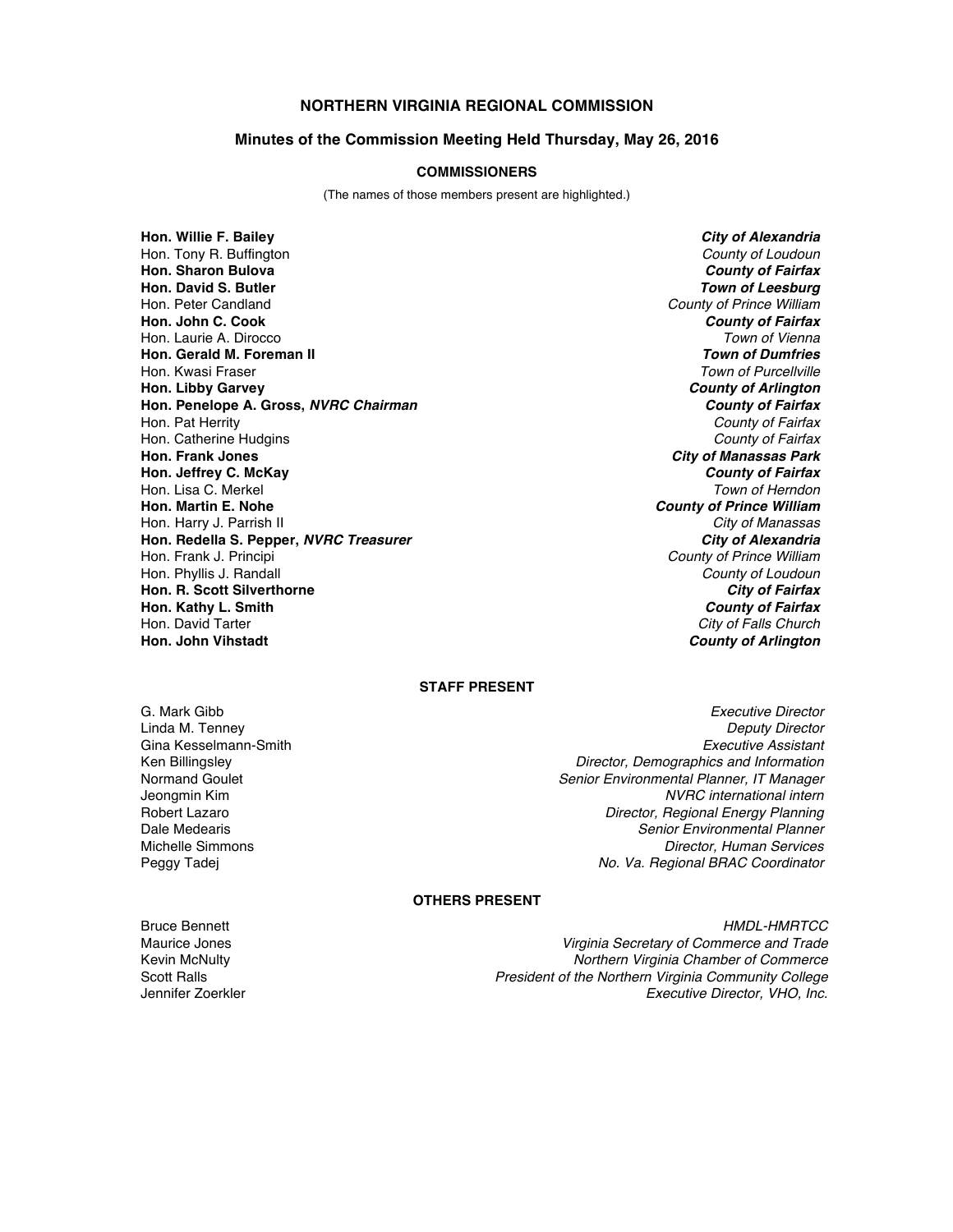# NORTHERN VIRGINIA REGIONAL COMMISSION

## Minutes of the Commission Meeting Held Thursday, May 26, 2016

### COMMISSIONERS

(The names of those members present are highlighted.)

| | |
|---|---|
| **Hon. Willie F. Bailey** | ***City of Alexandria*** |
| Hon. Tony R. Buffington | *County of Loudoun* |
| **Hon. Sharon Bulova** | ***County of Fairfax*** |
| **Hon. David S. Butler** | ***Town of Leesburg*** |
| Hon. Peter Candland | *County of Prince William* |
| **Hon. John C. Cook** | ***County of Fairfax*** |
| Hon. Laurie A. Dirocco | *Town of Vienna* |
| **Hon. Gerald M. Foreman II** | ***Town of Dumfries*** |
| Hon. Kwasi Fraser | *Town of Purcellville* |
| **Hon. Libby Garvey** | ***County of Arlington*** |
| **Hon. Penelope A. Gross, *NVRC Chairman*** | ***County of Fairfax*** |
| Hon. Pat Herrity | *County of Fairfax* |
| Hon. Catherine Hudgins | *County of Fairfax* |
| **Hon. Frank Jones** | ***City of Manassas Park*** |
| **Hon. Jeffrey C. McKay** | ***County of Fairfax*** |
| Hon. Lisa C. Merkel | *Town of Herndon* |
| **Hon. Martin E. Nohe** | ***County of Prince William*** |
| Hon. Harry J. Parrish II | *City of Manassas* |
| **Hon. Redella S. Pepper, *NVRC Treasurer*** | ***City of Alexandria*** |
| Hon. Frank J. Principi | *County of Prince William* |
| Hon. Phyllis J. Randall | *County of Loudoun* |
| **Hon. R. Scott Silverthorne** | ***City of Fairfax*** |
| **Hon. Kathy L. Smith** | ***County of Fairfax*** |
| Hon. David Tarter | *City of Falls Church* |
| **Hon. John Vihstadt** | ***County of Arlington*** |

### STAFF PRESENT

| | |
|---|---|
| G. Mark Gibb | *Executive Director* |
| Linda M. Tenney | *Deputy Director* |
| Gina Kesselmann-Smith | *Executive Assistant* |
| Ken Billingsley | *Director, Demographics and Information* |
| Normand Goulet | *Senior Environmental Planner, IT Manager* |
| Jeongmin Kim | *NVRC international intern* |
| Robert Lazaro | *Director, Regional Energy Planning* |
| Dale Medearis | *Senior Environmental Planner* |
| Michelle Simmons | *Director, Human Services* |
| Peggy Tadej | *No. Va. Regional BRAC Coordinator* |

### OTHERS PRESENT

| | |
|---|---|
| Bruce Bennett | *HMDL-HMRTCC* |
| Maurice Jones | *Virginia Secretary of Commerce and Trade* |
| Kevin McNulty | *Northern Virginia Chamber of Commerce* |
| Scott Ralls | *President of the Northern Virginia Community College* |
| Jennifer Zoerkler | *Executive Director, VHO, Inc.* |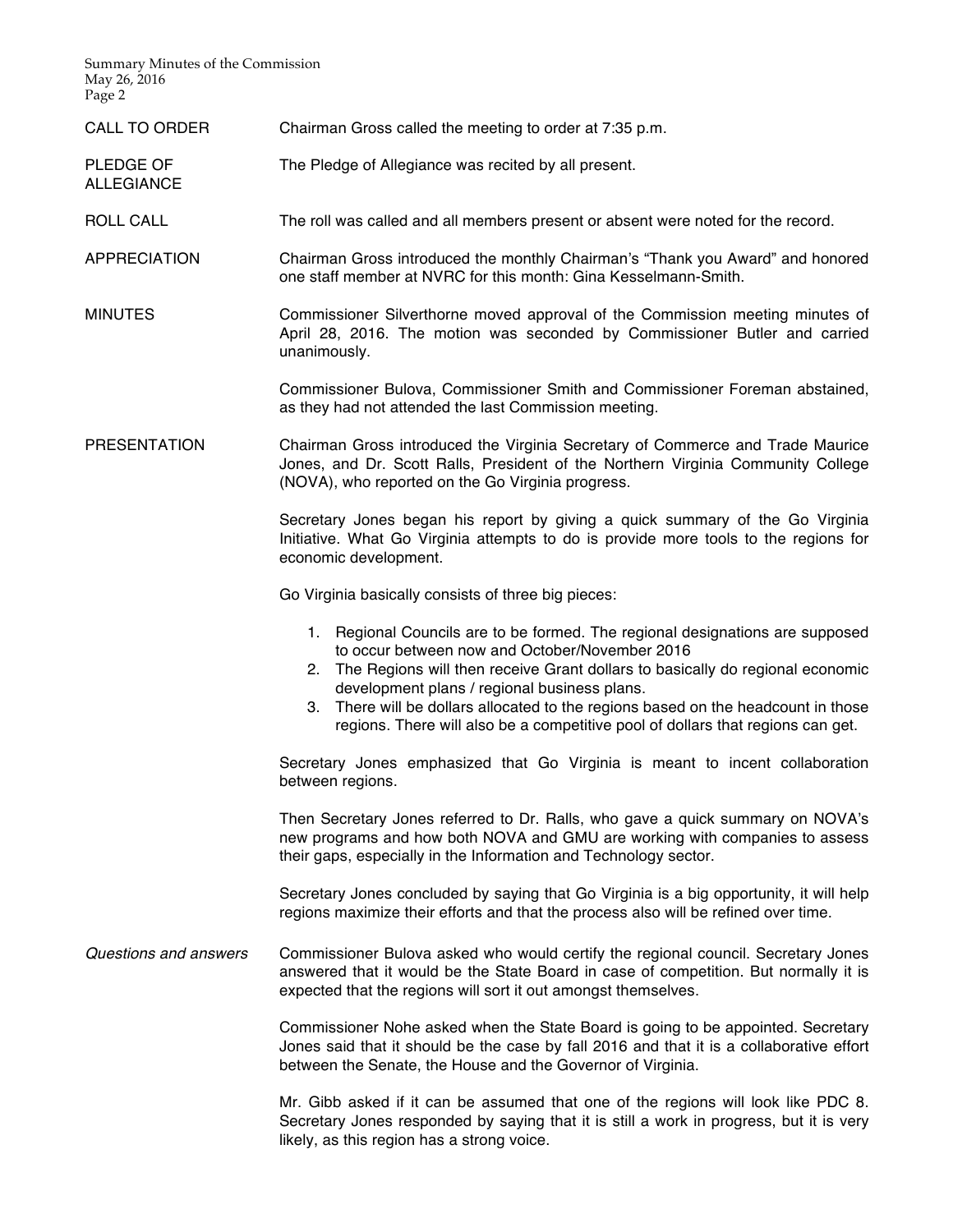**CALL TO ORDER**

Chairman Gross called the meeting to order at 7:35 p.m.

**PLEDGE OF ALLEGIANCE**

The Pledge of Allegiance was recited by all present.

**ROLL CALL**

The roll was called and all members present or absent were noted for the record.

**APPRECIATION**

Chairman Gross introduced the monthly Chairman's "Thank you Award" and honored one staff member at NVRC for this month: Gina Kesselmann-Smith.

**MINUTES**

Commissioner Silverthorne moved approval of the Commission meeting minutes of April 28, 2016. The motion was seconded by Commissioner Butler and carried unanimously.

Commissioner Bulova, Commissioner Smith and Commissioner Foreman abstained, as they had not attended the last Commission meeting.

**PRESENTATION**

Chairman Gross introduced the Virginia Secretary of Commerce and Trade Maurice Jones, and Dr. Scott Ralls, President of the Northern Virginia Community College (NOVA), who reported on the Go Virginia progress.

Secretary Jones began his report by giving a quick summary of the Go Virginia Initiative. What Go Virginia attempts to do is provide more tools to the regions for economic development.

Go Virginia basically consists of three big pieces:

1. Regional Councils are to be formed. The regional designations are supposed to occur between now and October/November 2016
2. The Regions will then receive Grant dollars to basically do regional economic development plans / regional business plans.
3. There will be dollars allocated to the regions based on the headcount in those regions. There will also be a competitive pool of dollars that regions can get.

Secretary Jones emphasized that Go Virginia is meant to incent collaboration between regions.

Then Secretary Jones referred to Dr. Ralls, who gave a quick summary on NOVA's new programs and how both NOVA and GMU are working with companies to assess their gaps, especially in the Information and Technology sector.

Secretary Jones concluded by saying that Go Virginia is a big opportunity, it will help regions maximize their efforts and that the process also will be refined over time.

*Questions and answers*

Commissioner Bulova asked who would certify the regional council. Secretary Jones answered that it would be the State Board in case of competition. But normally it is expected that the regions will sort it out amongst themselves.

Commissioner Nohe asked when the State Board is going to be appointed. Secretary Jones said that it should be the case by fall 2016 and that it is a collaborative effort between the Senate, the House and the Governor of Virginia.

Mr. Gibb asked if it can be assumed that one of the regions will look like PDC 8. Secretary Jones responded by saying that it is still a work in progress, but it is very likely, as this region has a strong voice.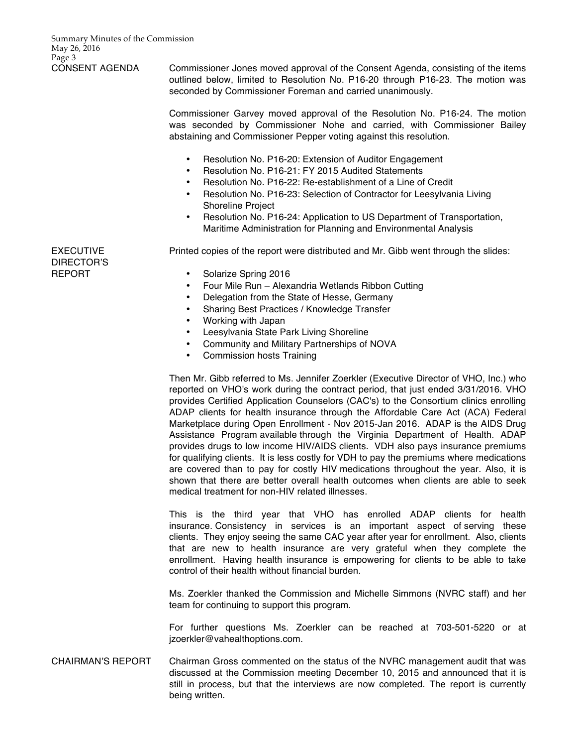## CONSENT AGENDA

Commissioner Jones moved approval of the Consent Agenda, consisting of the items outlined below, limited to Resolution No. P16-20 through P16-23. The motion was seconded by Commissioner Foreman and carried unanimously.

Commissioner Garvey moved approval of the Resolution No. P16-24. The motion was seconded by Commissioner Nohe and carried, with Commissioner Bailey abstaining and Commissioner Pepper voting against this resolution.

- Resolution No. P16-20: Extension of Auditor Engagement
- Resolution No. P16-21: FY 2015 Audited Statements
- Resolution No. P16-22: Re-establishment of a Line of Credit
- Resolution No. P16-23: Selection of Contractor for Leesylvania Living Shoreline Project
- Resolution No. P16-24: Application to US Department of Transportation, Maritime Administration for Planning and Environmental Analysis

## EXECUTIVE DIRECTOR'S REPORT

Printed copies of the report were distributed and Mr. Gibb went through the slides:

- Solarize Spring 2016
- Four Mile Run – Alexandria Wetlands Ribbon Cutting
- Delegation from the State of Hesse, Germany
- Sharing Best Practices / Knowledge Transfer
- Working with Japan
- Leesylvania State Park Living Shoreline
- Community and Military Partnerships of NOVA
- Commission hosts Training

Then Mr. Gibb referred to Ms. Jennifer Zoerkler (Executive Director of VHO, Inc.) who reported on VHO's work during the contract period, that just ended 3/31/2016. VHO provides Certified Application Counselors (CAC's) to the Consortium clinics enrolling ADAP clients for health insurance through the Affordable Care Act (ACA) Federal Marketplace during Open Enrollment - Nov 2015-Jan 2016. ADAP is the AIDS Drug Assistance Program available through the Virginia Department of Health. ADAP provides drugs to low income HIV/AIDS clients. VDH also pays insurance premiums for qualifying clients. It is less costly for VDH to pay the premiums where medications are covered than to pay for costly HIV medications throughout the year. Also, it is shown that there are better overall health outcomes when clients are able to seek medical treatment for non-HIV related illnesses.

This is the third year that VHO has enrolled ADAP clients for health insurance. Consistency in services is an important aspect of serving these clients. They enjoy seeing the same CAC year after year for enrollment. Also, clients that are new to health insurance are very grateful when they complete the enrollment. Having health insurance is empowering for clients to be able to take control of their health without financial burden.

Ms. Zoerkler thanked the Commission and Michelle Simmons (NVRC staff) and her team for continuing to support this program.

For further questions Ms. Zoerkler can be reached at 703-501-5220 or at jzoerkler@vahealthoptions.com.

## CHAIRMAN'S REPORT

Chairman Gross commented on the status of the NVRC management audit that was discussed at the Commission meeting December 10, 2015 and announced that it is still in process, but that the interviews are now completed. The report is currently being written.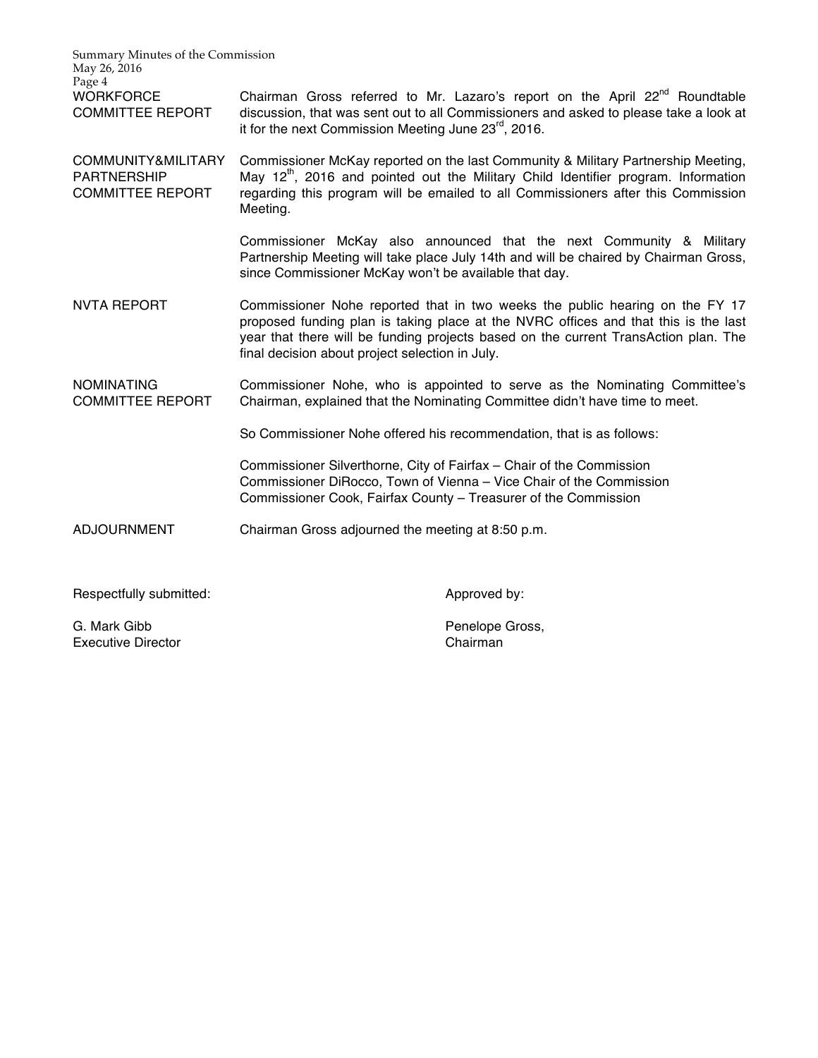WORKFORCE COMMITTEE REPORT

Chairman Gross referred to Mr. Lazaro's report on the April 22nd Roundtable discussion, that was sent out to all Commissioners and asked to please take a look at it for the next Commission Meeting June 23rd, 2016.

COMMUNITY&MILITARY PARTNERSHIP COMMITTEE REPORT

Commissioner McKay reported on the last Community & Military Partnership Meeting, May 12th, 2016 and pointed out the Military Child Identifier program. Information regarding this program will be emailed to all Commissioners after this Commission Meeting.

Commissioner McKay also announced that the next Community & Military Partnership Meeting will take place July 14th and will be chaired by Chairman Gross, since Commissioner McKay won't be available that day.

NVTA REPORT

Commissioner Nohe reported that in two weeks the public hearing on the FY 17 proposed funding plan is taking place at the NVRC offices and that this is the last year that there will be funding projects based on the current TransAction plan. The final decision about project selection in July.

NOMINATING COMMITTEE REPORT

Commissioner Nohe, who is appointed to serve as the Nominating Committee's Chairman, explained that the Nominating Committee didn't have time to meet.

So Commissioner Nohe offered his recommendation, that is as follows:

Commissioner Silverthorne, City of Fairfax – Chair of the Commission
Commissioner DiRocco, Town of Vienna – Vice Chair of the Commission
Commissioner Cook, Fairfax County – Treasurer of the Commission

ADJOURNMENT

Chairman Gross adjourned the meeting at 8:50 p.m.

Respectfully submitted:

G. Mark Gibb
Executive Director

Approved by:

Penelope Gross,
Chairman